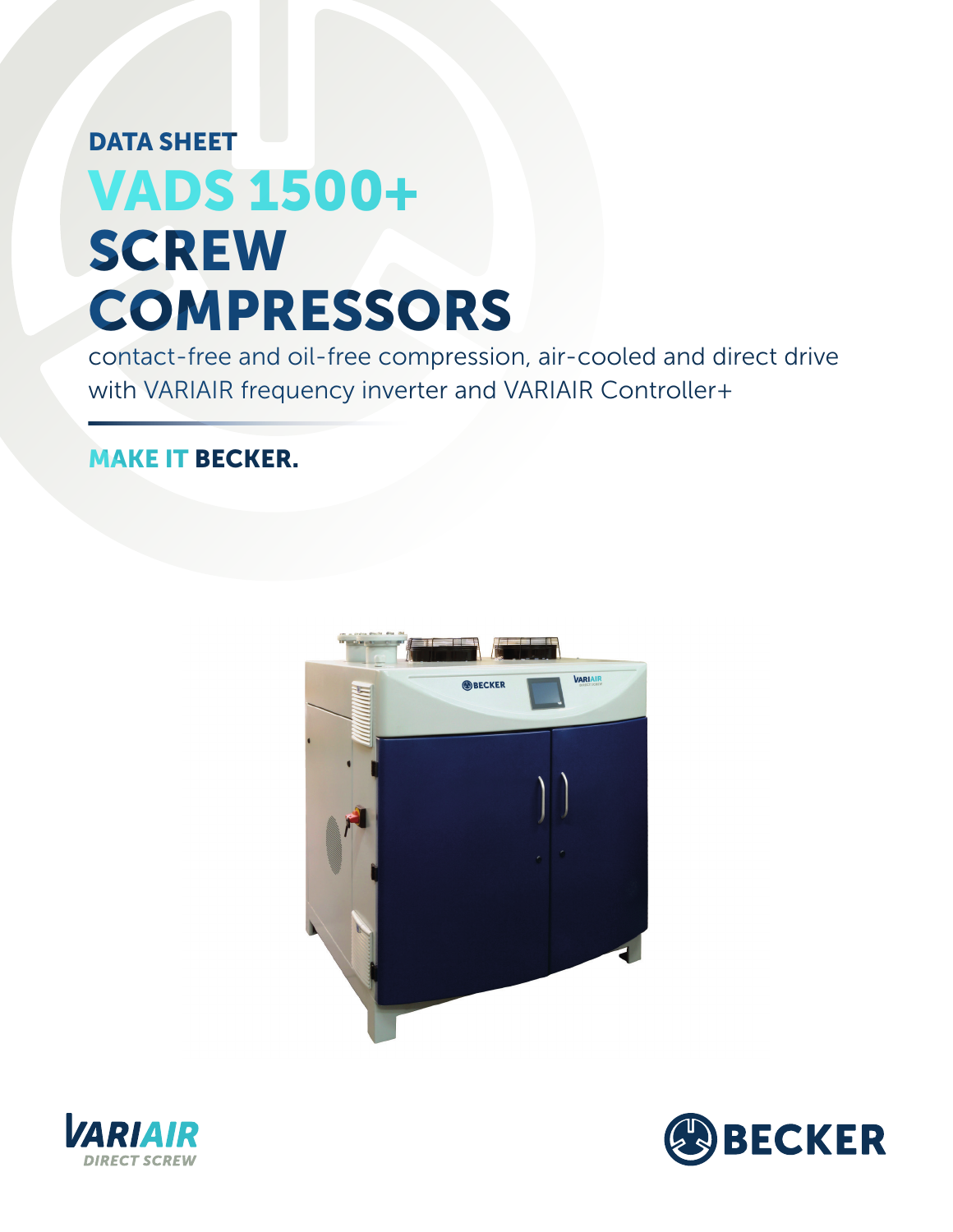DATA SHEET

# VADS 1500+ SCREW COMPRESSORS

contact-free and oil-free compression, air-cooled and direct drive with VARIAIR frequency inverter and VARIAIR Controller+

**MAKE IT BECKER.**

VARIAIR DIRECT SCREW

BECKER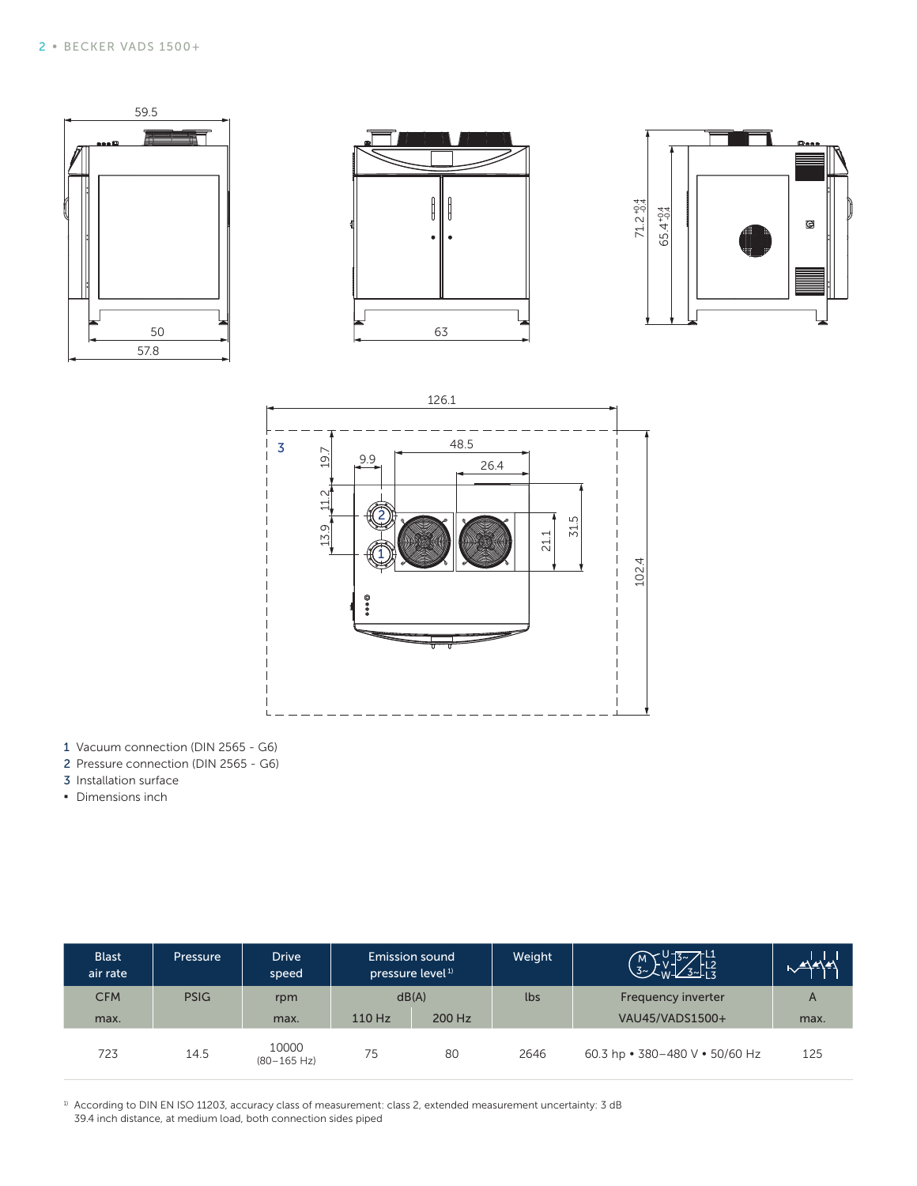1 Vacuum connection (DIN 2565 - G6)
2 Pressure connection (DIN 2565 - G6)
3 Installation surface
- Dimensions inch

| Blast air rate | Pressure | Drive speed | Emission sound pressure level[1] | | Weight | Frequency inverter | A |
|---|---|---|---|---|---|---|---|
| CFM | PSIG | rpm | dB(A) | | lbs | Frequency inverter | A |
| max. | | max. | 110 Hz | 200 Hz | | VAU45/VADS1500+ | max. |
| 723 | 14.5 | 10000 (80–165 Hz) | 75 | 80 | 2646 | 60.3 hp • 380–480 V • 50/60 Hz | 125 |

[1] According to DIN EN ISO 11203, accuracy class of measurement: class 2, extended measurement uncertainty: 3 dB
39.4 inch distance, at medium load, both connection sides piped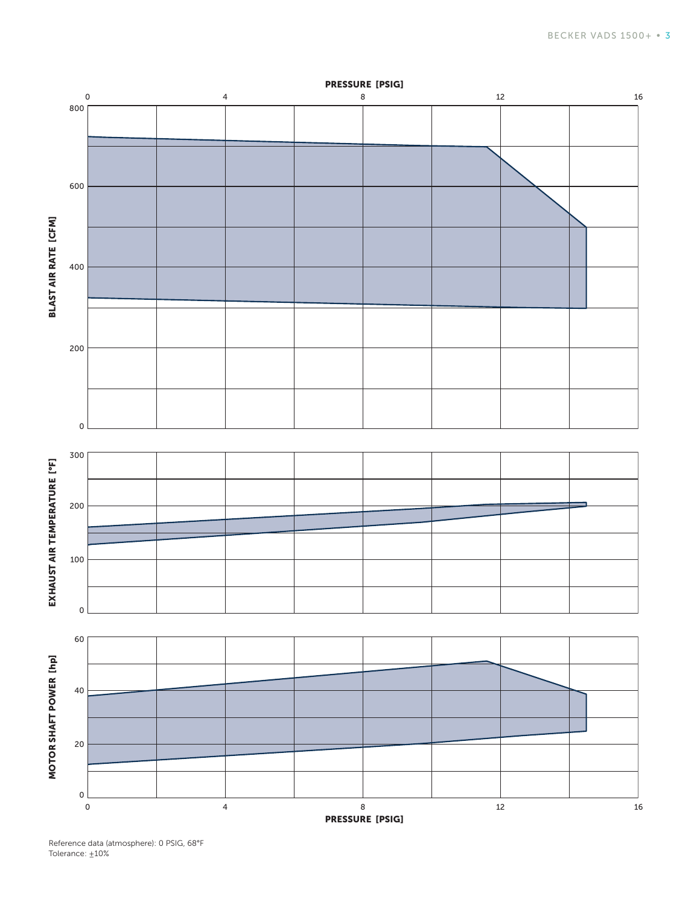PRESSURE [PSIG]

BLAST AIR RATE [CFM]

EXHAUST AIR TEMPERATURE [°F]

MOTOR SHAFT POWER [hp]

PRESSURE [PSIG]

Reference data (atmosphere): 0 PSIG, 68°F
Tolerance: ±10%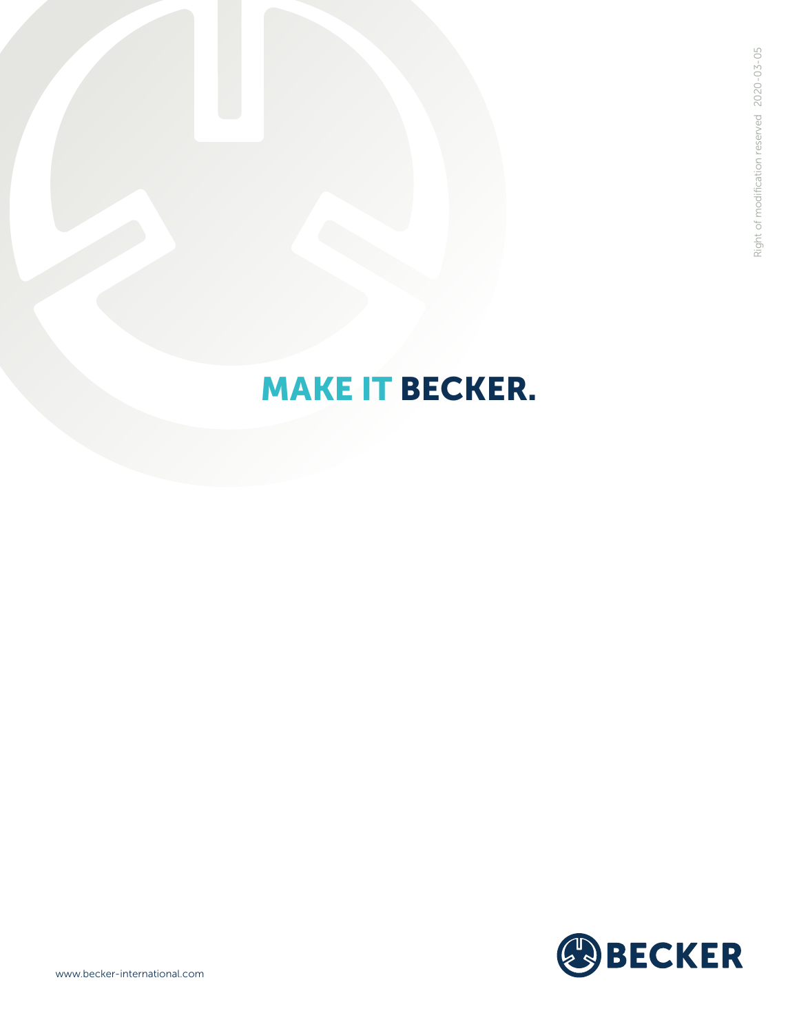# MAKE IT BECKER.

Right of modification reserved 2020-03-05

BECKER

www.becker-international.com